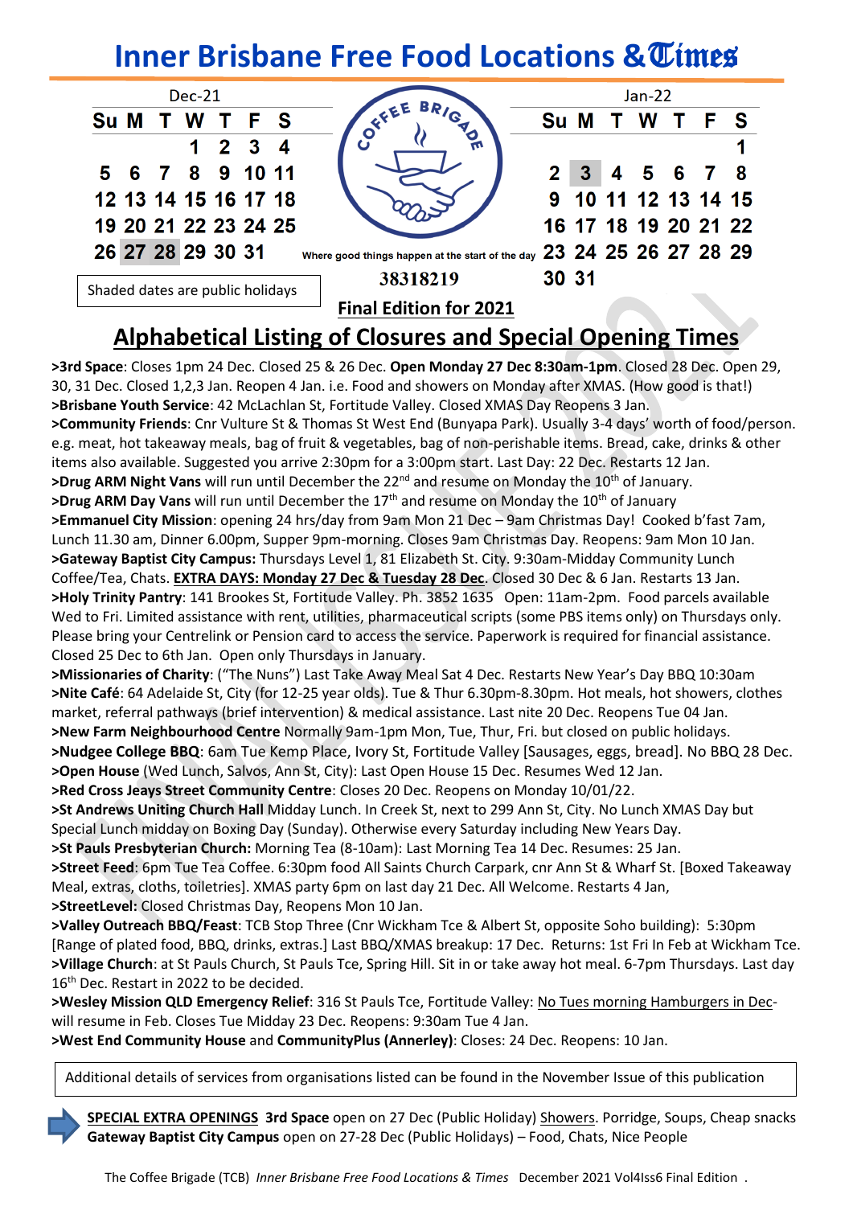# Inner Brisbane Free Food Locations & Times

| Dec-21 | | | | | | |
|---|---|---|---|---|---|---|
| Su | M | T | W | T | F | S |
| | | | 1 | 2 | 3 | 4 |
| 5 | 6 | 7 | 8 | 9 | 10 | 11 |
| 12 | 13 | 14 | 15 | 16 | 17 | 18 |
| 19 | 20 | 21 | 22 | 23 | 24 | 25 |
| 26 | 27 | 28 | 29 | 30 | 31 | |

| Jan-22 | | | | | | |
|---|---|---|---|---|---|---|
| Su | M | T | W | T | F | S |
| | | | | | | 1 |
| 2 | 3 | 4 | 5 | 6 | 7 | 8 |
| 9 | 10 | 11 | 12 | 13 | 14 | 15 |
| 16 | 17 | 18 | 19 | 20 | 21 | 22 |
| 23 | 24 | 25 | 26 | 27 | 28 | 29 |
| 30 | 31 | | | | | |

Shaded dates are public holidays

COFFEE BRIGADE

Where good things happen at the start of the day

38318219

**Final Edition for 2021**

## Alphabetical Listing of Closures and Special Opening Times

**>3rd Space**: Closes 1pm 24 Dec. Closed 25 & 26 Dec. **Open Monday 27 Dec 8:30am-1pm**. Closed 28 Dec. Open 29, 30, 31 Dec. Closed 1,2,3 Jan. Reopen 4 Jan. i.e. Food and showers on Monday after XMAS. (How good is that!)

**>Brisbane Youth Service**: 42 McLachlan St, Fortitude Valley. Closed XMAS Day Reopens 3 Jan.

**>Community Friends**: Cnr Vulture St & Thomas St West End (Bunyapa Park). Usually 3-4 days' worth of food/person. e.g. meat, hot takeaway meals, bag of fruit & vegetables, bag of non-perishable items. Bread, cake, drinks & other items also available. Suggested you arrive 2:30pm for a 3:00pm start. Last Day: 22 Dec. Restarts 12 Jan.

**>Drug ARM Night Vans** will run until December the 22nd and resume on Monday the 10th of January.

**>Drug ARM Day Vans** will run until December the 17th and resume on Monday the 10th of January

**>Emmanuel City Mission**: opening 24 hrs/day from 9am Mon 21 Dec – 9am Christmas Day! Cooked b'fast 7am, Lunch 11.30 am, Dinner 6.00pm, Supper 9pm-morning. Closes 9am Christmas Day. Reopens: 9am Mon 10 Jan.

**>Gateway Baptist City Campus:** Thursdays Level 1, 81 Elizabeth St. City. 9:30am-Midday Community Lunch Coffee/Tea, Chats. **EXTRA DAYS: Monday 27 Dec & Tuesday 28 Dec**. Closed 30 Dec & 6 Jan. Restarts 13 Jan.

**>Holy Trinity Pantry**: 141 Brookes St, Fortitude Valley. Ph. 3852 1635 Open: 11am-2pm. Food parcels available Wed to Fri. Limited assistance with rent, utilities, pharmaceutical scripts (some PBS items only) on Thursdays only. Please bring your Centrelink or Pension card to access the service. Paperwork is required for financial assistance. Closed 25 Dec to 6th Jan. Open only Thursdays in January.

**>Missionaries of Charity**: ("The Nuns") Last Take Away Meal Sat 4 Dec. Restarts New Year's Day BBQ 10:30am

**>Nite Café**: 64 Adelaide St, City (for 12-25 year olds). Tue & Thur 6.30pm-8.30pm. Hot meals, hot showers, clothes market, referral pathways (brief intervention) & medical assistance. Last nite 20 Dec. Reopens Tue 04 Jan.

**>New Farm Neighbourhood Centre** Normally 9am-1pm Mon, Tue, Thur, Fri. but closed on public holidays.

**>Nudgee College BBQ**: 6am Tue Kemp Place, Ivory St, Fortitude Valley [Sausages, eggs, bread]. No BBQ 28 Dec.

**>Open House** (Wed Lunch, Salvos, Ann St, City): Last Open House 15 Dec. Resumes Wed 12 Jan.

**>Red Cross Jeays Street Community Centre**: Closes 20 Dec. Reopens on Monday 10/01/22.

**>St Andrews Uniting Church Hall** Midday Lunch. In Creek St, next to 299 Ann St, City. No Lunch XMAS Day but Special Lunch midday on Boxing Day (Sunday). Otherwise every Saturday including New Years Day.

**>St Pauls Presbyterian Church:** Morning Tea (8-10am): Last Morning Tea 14 Dec. Resumes: 25 Jan.

**>Street Feed**: 6pm Tue Tea Coffee. 6:30pm food All Saints Church Carpark, cnr Ann St & Wharf St. [Boxed Takeaway Meal, extras, cloths, toiletries]. XMAS party 6pm on last day 21 Dec. All Welcome. Restarts 4 Jan,

**>StreetLevel:** Closed Christmas Day, Reopens Mon 10 Jan.

**>Valley Outreach BBQ/Feast**: TCB Stop Three (Cnr Wickham Tce & Albert St, opposite Soho building): 5:30pm [Range of plated food, BBQ, drinks, extras.] Last BBQ/XMAS breakup: 17 Dec. Returns: 1st Fri In Feb at Wickham Tce.

**>Village Church**: at St Pauls Church, St Pauls Tce, Spring Hill. Sit in or take away hot meal. 6-7pm Thursdays. Last day 16th Dec. Restart in 2022 to be decided.

**>Wesley Mission QLD Emergency Relief**: 316 St Pauls Tce, Fortitude Valley: No Tues morning Hamburgers in Dec- will resume in Feb. Closes Tue Midday 23 Dec. Reopens: 9:30am Tue 4 Jan.

**>West End Community House** and **CommunityPlus (Annerley)**: Closes: 24 Dec. Reopens: 10 Jan.

Additional details of services from organisations listed can be found in the November Issue of this publication

**SPECIAL EXTRA OPENINGS** **3rd Space** open on 27 Dec (Public Holiday) Showers. Porridge, Soups, Cheap snacks
**Gateway Baptist City Campus** open on 27-28 Dec (Public Holidays) – Food, Chats, Nice People

The Coffee Brigade (TCB) *Inner Brisbane Free Food Locations & Times* December 2021 Vol4Iss6 Final Edition .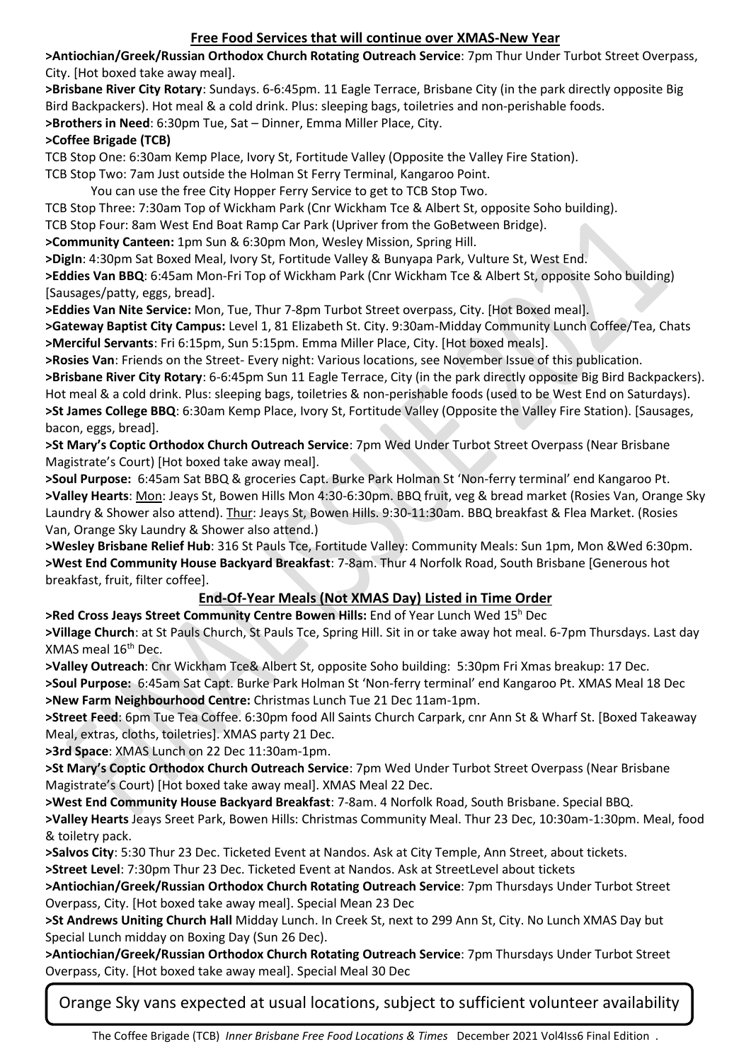## Free Food Services that will continue over XMAS-New Year

**>Antiochian/Greek/Russian Orthodox Church Rotating Outreach Service**: 7pm Thur Under Turbot Street Overpass, City. [Hot boxed take away meal].

**>Brisbane River City Rotary**: Sundays. 6-6:45pm. 11 Eagle Terrace, Brisbane City (in the park directly opposite Big Bird Backpackers). Hot meal & a cold drink. Plus: sleeping bags, toiletries and non-perishable foods.

**>Brothers in Need**: 6:30pm Tue, Sat – Dinner, Emma Miller Place, City.

**>Coffee Brigade (TCB)**

TCB Stop One: 6:30am Kemp Place, Ivory St, Fortitude Valley (Opposite the Valley Fire Station).

TCB Stop Two: 7am Just outside the Holman St Ferry Terminal, Kangaroo Point.

You can use the free City Hopper Ferry Service to get to TCB Stop Two.

TCB Stop Three: 7:30am Top of Wickham Park (Cnr Wickham Tce & Albert St, opposite Soho building).

TCB Stop Four: 8am West End Boat Ramp Car Park (Upriver from the GoBetween Bridge).

**>Community Canteen:** 1pm Sun & 6:30pm Mon, Wesley Mission, Spring Hill.

**>DigIn**: 4:30pm Sat Boxed Meal, Ivory St, Fortitude Valley & Bunyapa Park, Vulture St, West End.

**>Eddies Van BBQ**: 6:45am Mon-Fri Top of Wickham Park (Cnr Wickham Tce & Albert St, opposite Soho building) [Sausages/patty, eggs, bread].

**>Eddies Van Nite Service:** Mon, Tue, Thur 7-8pm Turbot Street overpass, City. [Hot Boxed meal].

**>Gateway Baptist City Campus:** Level 1, 81 Elizabeth St. City. 9:30am-Midday Community Lunch Coffee/Tea, Chats

**>Merciful Servants**: Fri 6:15pm, Sun 5:15pm. Emma Miller Place, City. [Hot boxed meals].

**>Rosies Van**: Friends on the Street- Every night: Various locations, see November Issue of this publication.

**>Brisbane River City Rotary**: 6-6:45pm Sun 11 Eagle Terrace, City (in the park directly opposite Big Bird Backpackers). Hot meal & a cold drink. Plus: sleeping bags, toiletries & non-perishable foods (used to be West End on Saturdays).

**>St James College BBQ**: 6:30am Kemp Place, Ivory St, Fortitude Valley (Opposite the Valley Fire Station). [Sausages, bacon, eggs, bread].

**>St Mary's Coptic Orthodox Church Outreach Service**: 7pm Wed Under Turbot Street Overpass (Near Brisbane Magistrate's Court) [Hot boxed take away meal].

**>Soul Purpose:** 6:45am Sat BBQ & groceries Capt. Burke Park Holman St 'Non-ferry terminal' end Kangaroo Pt.

**>Valley Hearts**: Mon: Jeays St, Bowen Hills Mon 4:30-6:30pm. BBQ fruit, veg & bread market (Rosies Van, Orange Sky Laundry & Shower also attend). Thur: Jeays St, Bowen Hills. 9:30-11:30am. BBQ breakfast & Flea Market. (Rosies Van, Orange Sky Laundry & Shower also attend.)

**>Wesley Brisbane Relief Hub**: 316 St Pauls Tce, Fortitude Valley: Community Meals: Sun 1pm, Mon &Wed 6:30pm.

**>West End Community House Backyard Breakfast**: 7-8am. Thur 4 Norfolk Road, South Brisbane [Generous hot breakfast, fruit, filter coffee].

## End-Of-Year Meals (Not XMAS Day) Listed in Time Order

**>Red Cross Jeays Street Community Centre Bowen Hills:** End of Year Lunch Wed 15h Dec

**>Village Church**: at St Pauls Church, St Pauls Tce, Spring Hill. Sit in or take away hot meal. 6-7pm Thursdays. Last day XMAS meal 16th Dec.

**>Valley Outreach**: Cnr Wickham Tce& Albert St, opposite Soho building: 5:30pm Fri Xmas breakup: 17 Dec.

**>Soul Purpose:** 6:45am Sat Capt. Burke Park Holman St 'Non-ferry terminal' end Kangaroo Pt. XMAS Meal 18 Dec

**>New Farm Neighbourhood Centre:** Christmas Lunch Tue 21 Dec 11am-1pm.

**>Street Feed**: 6pm Tue Tea Coffee. 6:30pm food All Saints Church Carpark, cnr Ann St & Wharf St. [Boxed Takeaway Meal, extras, cloths, toiletries]. XMAS party 21 Dec.

**>3rd Space**: XMAS Lunch on 22 Dec 11:30am-1pm.

**>St Mary's Coptic Orthodox Church Outreach Service**: 7pm Wed Under Turbot Street Overpass (Near Brisbane Magistrate's Court) [Hot boxed take away meal]. XMAS Meal 22 Dec.

**>West End Community House Backyard Breakfast**: 7-8am. 4 Norfolk Road, South Brisbane. Special BBQ.

**>Valley Hearts** Jeays Sreet Park, Bowen Hills: Christmas Community Meal. Thur 23 Dec, 10:30am-1:30pm. Meal, food & toiletry pack.

**>Salvos City**: 5:30 Thur 23 Dec. Ticketed Event at Nandos. Ask at City Temple, Ann Street, about tickets.

**>Street Level**: 7:30pm Thur 23 Dec. Ticketed Event at Nandos. Ask at StreetLevel about tickets

**>Antiochian/Greek/Russian Orthodox Church Rotating Outreach Service**: 7pm Thursdays Under Turbot Street Overpass, City. [Hot boxed take away meal]. Special Mean 23 Dec

**>St Andrews Uniting Church Hall** Midday Lunch. In Creek St, next to 299 Ann St, City. No Lunch XMAS Day but Special Lunch midday on Boxing Day (Sun 26 Dec).

**>Antiochian/Greek/Russian Orthodox Church Rotating Outreach Service**: 7pm Thursdays Under Turbot Street Overpass, City. [Hot boxed take away meal]. Special Meal 30 Dec

Orange Sky vans expected at usual locations, subject to sufficient volunteer availability

The Coffee Brigade (TCB) *Inner Brisbane Free Food Locations & Times* December 2021 Vol4Iss6 Final Edition .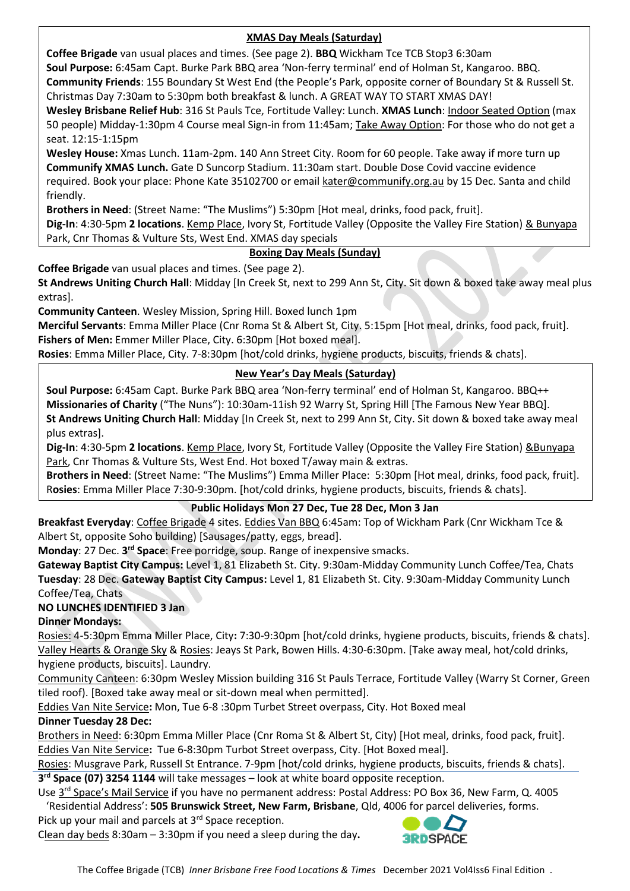## XMAS Day Meals (Saturday)

**Coffee Brigade** van usual places and times. (See page 2). **BBQ** Wickham Tce TCB Stop3 6:30am

**Soul Purpose:** 6:45am Capt. Burke Park BBQ area 'Non-ferry terminal' end of Holman St, Kangaroo. BBQ.

**Community Friends**: 155 Boundary St West End (the People's Park, opposite corner of Boundary St & Russell St. Christmas Day 7:30am to 5:30pm both breakfast & lunch. A GREAT WAY TO START XMAS DAY!

**Wesley Brisbane Relief Hub**: 316 St Pauls Tce, Fortitude Valley: Lunch. **XMAS Lunch**: Indoor Seated Option (max 50 people) Midday-1:30pm 4 Course meal Sign-in from 11:45am; Take Away Option: For those who do not get a seat. 12:15-1:15pm

**Wesley House:** Xmas Lunch. 11am-2pm. 140 Ann Street City. Room for 60 people. Take away if more turn up

**Communify XMAS Lunch.** Gate D Suncorp Stadium. 11:30am start. Double Dose Covid vaccine evidence required. Book your place: Phone Kate 35102700 or email kater@communify.org.au by 15 Dec. Santa and child friendly.

**Brothers in Need**: (Street Name: "The Muslims") 5:30pm [Hot meal, drinks, food pack, fruit].

**Dig-In**: 4:30-5pm **2 locations**. Kemp Place, Ivory St, Fortitude Valley (Opposite the Valley Fire Station) & Bunyapa Park, Cnr Thomas & Vulture Sts, West End. XMAS day specials

## Boxing Day Meals (Sunday)

**Coffee Brigade** van usual places and times. (See page 2).

**St Andrews Uniting Church Hall**: Midday [In Creek St, next to 299 Ann St, City. Sit down & boxed take away meal plus extras].

**Community Canteen**. Wesley Mission, Spring Hill. Boxed lunch 1pm

**Merciful Servants**: Emma Miller Place (Cnr Roma St & Albert St, City. 5:15pm [Hot meal, drinks, food pack, fruit].

**Fishers of Men:** Emmer Miller Place, City. 6:30pm [Hot boxed meal].

**Rosies**: Emma Miller Place, City. 7-8:30pm [hot/cold drinks, hygiene products, biscuits, friends & chats].

## New Year's Day Meals (Saturday)

**Soul Purpose:** 6:45am Capt. Burke Park BBQ area 'Non-ferry terminal' end of Holman St, Kangaroo. BBQ++

**Missionaries of Charity** ("The Nuns"): 10:30am-11ish 92 Warry St, Spring Hill [The Famous New Year BBQ].

**St Andrews Uniting Church Hall**: Midday [In Creek St, next to 299 Ann St, City. Sit down & boxed take away meal plus extras].

**Dig-In**: 4:30-5pm **2 locations**. Kemp Place, Ivory St, Fortitude Valley (Opposite the Valley Fire Station) &Bunyapa Park, Cnr Thomas & Vulture Sts, West End. Hot boxed T/away main & extras.

**Brothers in Need**: (Street Name: "The Muslims") Emma Miller Place: 5:30pm [Hot meal, drinks, food pack, fruit].

R**osies**: Emma Miller Place 7:30-9:30pm. [hot/cold drinks, hygiene products, biscuits, friends & chats].

## Public Holidays Mon 27 Dec, Tue 28 Dec, Mon 3 Jan

**Breakfast Everyday**: Coffee Brigade 4 sites. Eddies Van BBQ 6:45am: Top of Wickham Park (Cnr Wickham Tce & Albert St, opposite Soho building) [Sausages/patty, eggs, bread].

**Monday**: 27 Dec. **3rd Space**: Free porridge, soup. Range of inexpensive smacks.

**Gateway Baptist City Campus:** Level 1, 81 Elizabeth St. City. 9:30am-Midday Community Lunch Coffee/Tea, Chats

**Tuesday**: 28 Dec. **Gateway Baptist City Campus:** Level 1, 81 Elizabeth St. City. 9:30am-Midday Community Lunch Coffee/Tea, Chats

**NO LUNCHES IDENTIFIED 3 Jan**

**Dinner Mondays:**

Rosies: 4-5:30pm Emma Miller Place, City**:** 7:30-9:30pm [hot/cold drinks, hygiene products, biscuits, friends & chats].

Valley Hearts & Orange Sky & Rosies: Jeays St Park, Bowen Hills. 4:30-6:30pm. [Take away meal, hot/cold drinks, hygiene products, biscuits]. Laundry.

Community Canteen: 6:30pm Wesley Mission building 316 St Pauls Terrace, Fortitude Valley (Warry St Corner, Green tiled roof). [Boxed take away meal or sit-down meal when permitted].

Eddies Van Nite Service**:** Mon, Tue 6-8 :30pm Turbet Street overpass, City. Hot Boxed meal

**Dinner Tuesday 28 Dec:**

Brothers in Need: 6:30pm Emma Miller Place (Cnr Roma St & Albert St, City) [Hot meal, drinks, food pack, fruit].

Eddies Van Nite Service**:** Tue 6-8:30pm Turbot Street overpass, City. [Hot Boxed meal].

Rosies: Musgrave Park, Russell St Entrance. 7-9pm [hot/cold drinks, hygiene products, biscuits, friends & chats].

**3rd Space (07) 3254 1144** will take messages – look at white board opposite reception.

Use 3rd Space's Mail Service if you have no permanent address: Postal Address: PO Box 36, New Farm, Q. 4005
'Residential Address': **505 Brunswick Street, New Farm, Brisbane**, Qld, 4006 for parcel deliveries, forms.

Pick up your mail and parcels at 3rd Space reception.

Clean day beds 8:30am – 3:30pm if you need a sleep during the day**.**

3RDSPACE

The Coffee Brigade (TCB) *Inner Brisbane Free Food Locations & Times* December 2021 Vol4Iss6 Final Edition .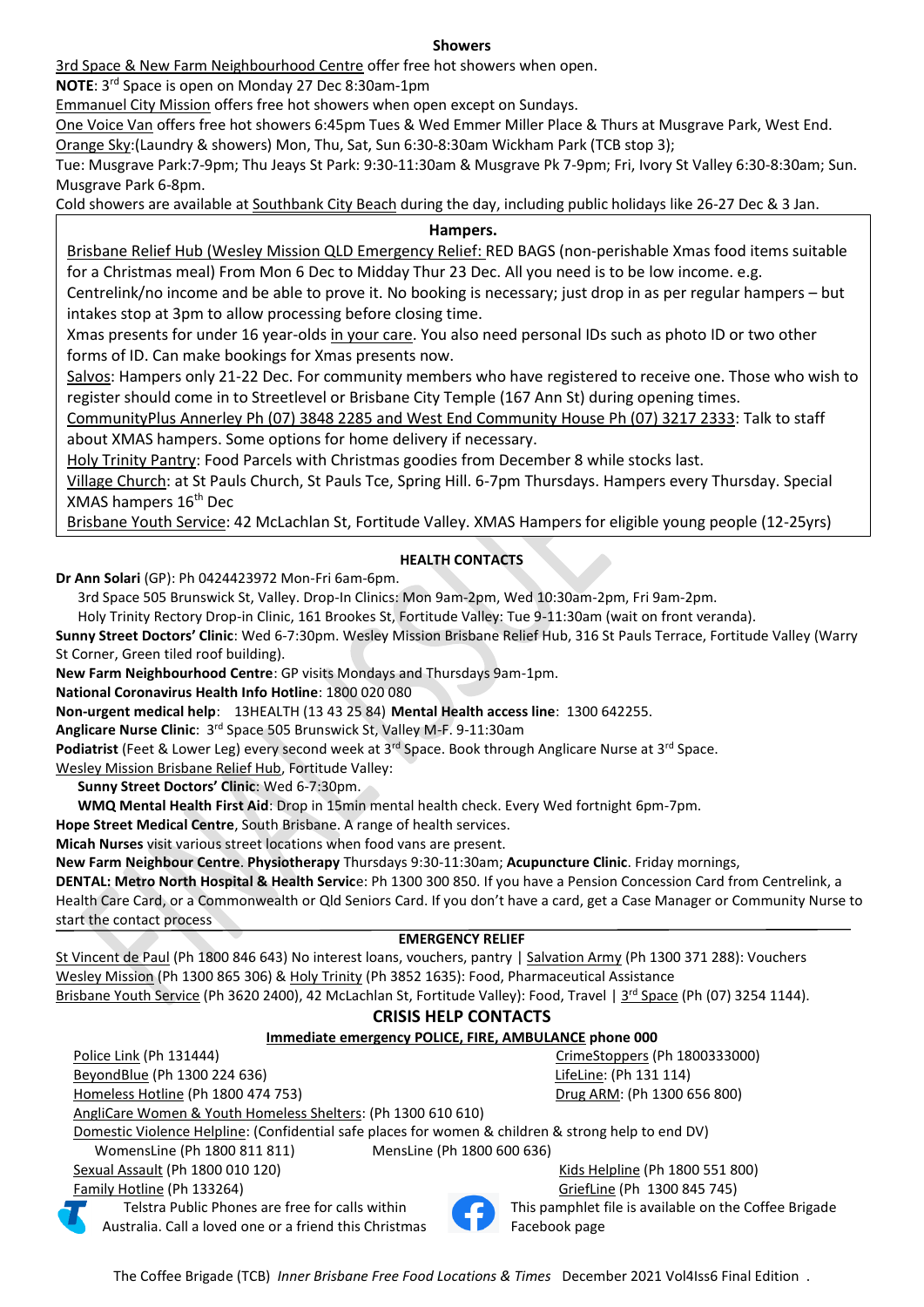### Showers

3rd Space & New Farm Neighbourhood Centre offer free hot showers when open.

**NOTE**: 3rd Space is open on Monday 27 Dec 8:30am-1pm

Emmanuel City Mission offers free hot showers when open except on Sundays.

One Voice Van offers free hot showers 6:45pm Tues & Wed Emmer Miller Place & Thurs at Musgrave Park, West End.

Orange Sky:(Laundry & showers) Mon, Thu, Sat, Sun 6:30-8:30am Wickham Park (TCB stop 3);

Tue: Musgrave Park:7-9pm; Thu Jeays St Park: 9:30-11:30am & Musgrave Pk 7-9pm; Fri, Ivory St Valley 6:30-8:30am; Sun. Musgrave Park 6-8pm.

Cold showers are available at Southbank City Beach during the day, including public holidays like 26-27 Dec & 3 Jan.

### Hampers.

Brisbane Relief Hub (Wesley Mission QLD Emergency Relief: RED BAGS (non-perishable Xmas food items suitable for a Christmas meal) From Mon 6 Dec to Midday Thur 23 Dec. All you need is to be low income. e.g. Centrelink/no income and be able to prove it. No booking is necessary; just drop in as per regular hampers – but intakes stop at 3pm to allow processing before closing time.

Xmas presents for under 16 year-olds in your care. You also need personal IDs such as photo ID or two other forms of ID. Can make bookings for Xmas presents now.

Salvos: Hampers only 21-22 Dec. For community members who have registered to receive one. Those who wish to register should come in to Streetlevel or Brisbane City Temple (167 Ann St) during opening times.

CommunityPlus Annerley Ph (07) 3848 2285 and West End Community House Ph (07) 3217 2333: Talk to staff about XMAS hampers. Some options for home delivery if necessary.

Holy Trinity Pantry: Food Parcels with Christmas goodies from December 8 while stocks last.

Village Church: at St Pauls Church, St Pauls Tce, Spring Hill. 6-7pm Thursdays. Hampers every Thursday. Special XMAS hampers 16th Dec

Brisbane Youth Service: 42 McLachlan St, Fortitude Valley. XMAS Hampers for eligible young people (12-25yrs)

### HEALTH CONTACTS

**Dr Ann Solari** (GP): Ph 0424423972 Mon-Fri 6am-6pm.

3rd Space 505 Brunswick St, Valley. Drop-In Clinics: Mon 9am-2pm, Wed 10:30am-2pm, Fri 9am-2pm.

Holy Trinity Rectory Drop-in Clinic, 161 Brookes St, Fortitude Valley: Tue 9-11:30am (wait on front veranda).

**Sunny Street Doctors' Clinic**: Wed 6-7:30pm. Wesley Mission Brisbane Relief Hub, 316 St Pauls Terrace, Fortitude Valley (Warry St Corner, Green tiled roof building).

**New Farm Neighbourhood Centre**: GP visits Mondays and Thursdays 9am-1pm.

**National Coronavirus Health Info Hotline**: 1800 020 080

**Non-urgent medical help**: 13HEALTH (13 43 25 84) **Mental Health access line**: 1300 642255.

**Anglicare Nurse Clinic**: 3rd Space 505 Brunswick St, Valley M-F. 9-11:30am

**Podiatrist** (Feet & Lower Leg) every second week at 3rd Space. Book through Anglicare Nurse at 3rd Space.

Wesley Mission Brisbane Relief Hub, Fortitude Valley:

**Sunny Street Doctors' Clinic**: Wed 6-7:30pm.

**WMQ Mental Health First Aid**: Drop in 15min mental health check. Every Wed fortnight 6pm-7pm.

**Hope Street Medical Centre**, South Brisbane. A range of health services.

**Micah Nurses** visit various street locations when food vans are present.

**New Farm Neighbour Centre**. **Physiotherapy** Thursdays 9:30-11:30am; **Acupuncture Clinic**. Friday mornings,

**DENTAL: Metro North Hospital & Health Servic**e: Ph 1300 300 850. If you have a Pension Concession Card from Centrelink, a Health Care Card, or a Commonwealth or Qld Seniors Card. If you don't have a card, get a Case Manager or Community Nurse to start the contact process

### EMERGENCY RELIEF

St Vincent de Paul (Ph 1800 846 643) No interest loans, vouchers, pantry | Salvation Army (Ph 1300 371 288): Vouchers

Wesley Mission (Ph 1300 865 306) & Holy Trinity (Ph 3852 1635): Food, Pharmaceutical Assistance

Brisbane Youth Service (Ph 3620 2400), 42 McLachlan St, Fortitude Valley): Food, Travel | 3rd Space (Ph (07) 3254 1144).

## CRISIS HELP CONTACTS

**Immediate emergency POLICE, FIRE, AMBULANCE phone 000**

Police Link (Ph 131444)

CrimeStoppers (Ph 1800333000)

BeyondBlue (Ph 1300 224 636)

LifeLine: (Ph 131 114)

Homeless Hotline (Ph 1800 474 753)

Drug ARM: (Ph 1300 656 800)

AngliCare Women & Youth Homeless Shelters: (Ph 1300 610 610)

Domestic Violence Helpline: (Confidential safe places for women & children & strong help to end DV)

WomensLine (Ph 1800 811 811) MensLine (Ph 1800 600 636)

Sexual Assault (Ph 1800 010 120)

Kids Helpline (Ph 1800 551 800)

Family Hotline (Ph 133264)

GriefLine (Ph 1300 845 745)

Telstra Public Phones are free for calls within Australia. Call a loved one or a friend this Christmas

This pamphlet file is available on the Coffee Brigade Facebook page

The Coffee Brigade (TCB) *Inner Brisbane Free Food Locations & Times* December 2021 Vol4Iss6 Final Edition .